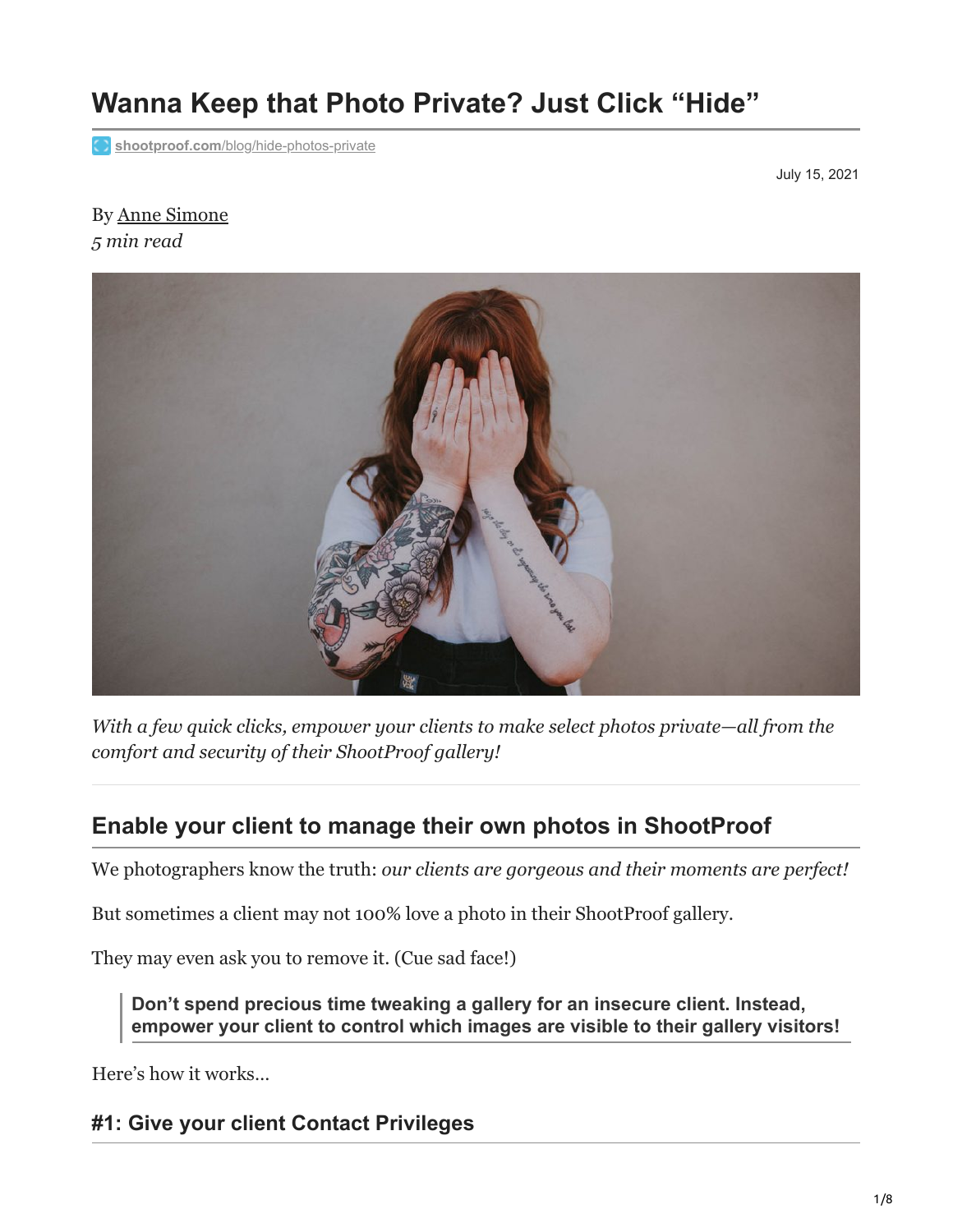# Wanna Keep that Photo Private? Just Click "Hide"

shootproof.com/blog/hide-photos-private

July 15, 2021

By Anne Simone
*5 min read*

*With a few quick clicks, empower your clients to make select photos private—all from the comfort and security of their ShootProof gallery!*

## Enable your client to manage their own photos in ShootProof

We photographers know the truth: *our clients are gorgeous and their moments are perfect!*

But sometimes a client may not 100% love a photo in their ShootProof gallery.

They may even ask you to remove it. (Cue sad face!)

> **Don't spend precious time tweaking a gallery for an insecure client. Instead, empower your client to control which images are visible to their gallery visitors!**

Here's how it works…

### #1: Give your client Contact Privileges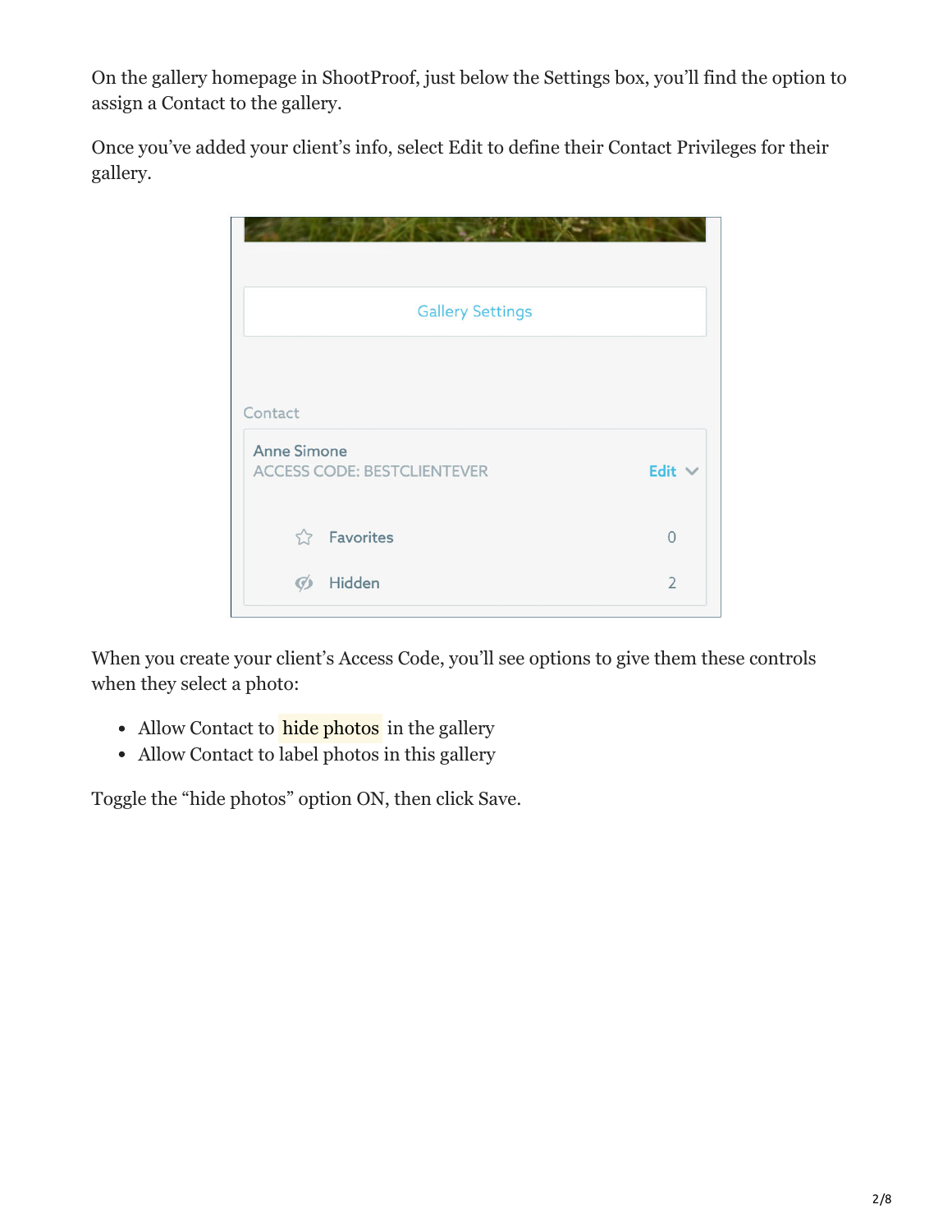On the gallery homepage in ShootProof, just below the Settings box, you'll find the option to assign a Contact to the gallery.

Once you've added your client's info, select Edit to define their Contact Privileges for their gallery.

When you create your client's Access Code, you'll see options to give them these controls when they select a photo:

- Allow Contact to hide photos in the gallery
- Allow Contact to label photos in this gallery

Toggle the "hide photos" option ON, then click Save.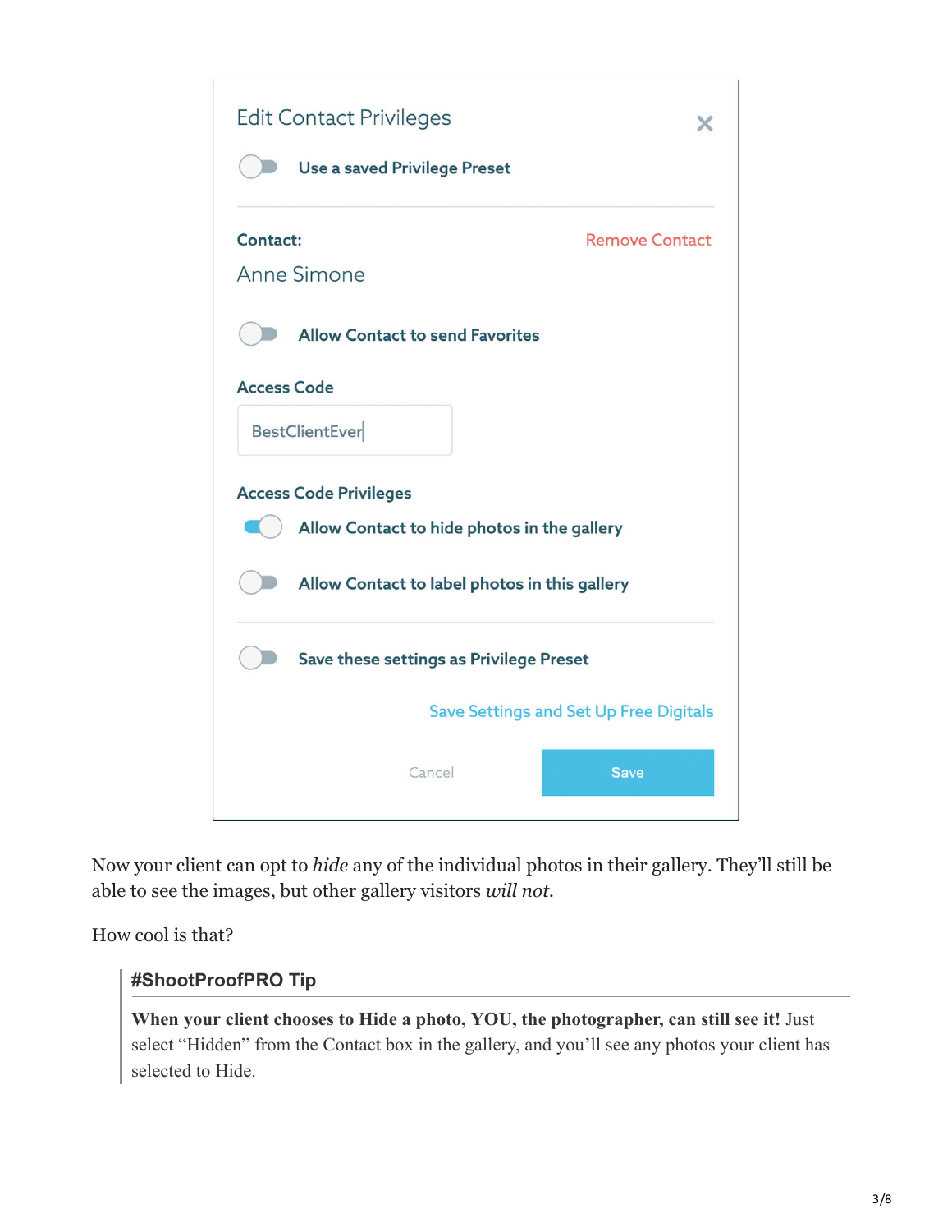Edit Contact Privileges

Use a saved Privilege Preset

Contact: Remove Contact

Anne Simone

Allow Contact to send Favorites

Access Code

BestClientEver

Access Code Privileges

Allow Contact to hide photos in the gallery

Allow Contact to label photos in this gallery

Save these settings as Privilege Preset

Save Settings and Set Up Free Digitals

Cancel Save

Now your client can opt to *hide* any of the individual photos in their gallery. They'll still be able to see the images, but other gallery visitors *will not*.

How cool is that?

> **#ShootProofPRO Tip**
>
> **When your client chooses to Hide a photo, YOU, the photographer, can still see it!** Just select "Hidden" from the Contact box in the gallery, and you'll see any photos your client has selected to Hide.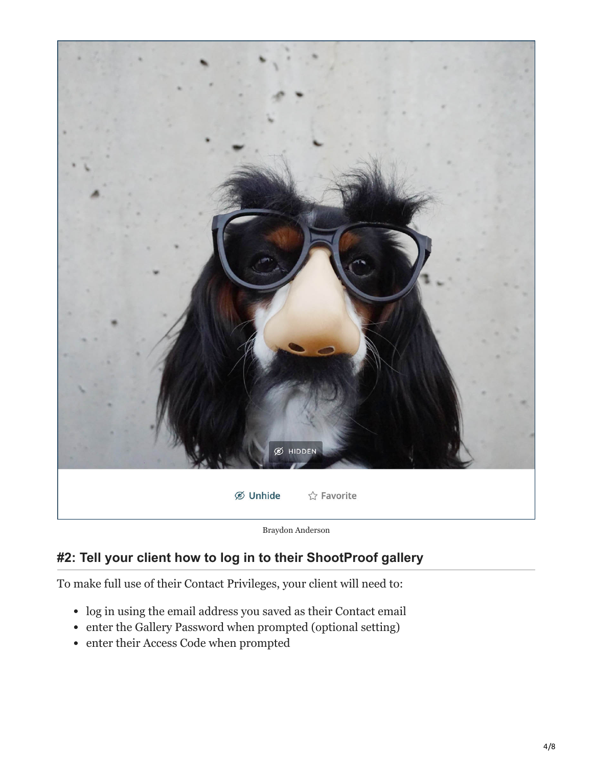Braydon Anderson

## #2: Tell your client how to log in to their ShootProof gallery

To make full use of their Contact Privileges, your client will need to:

- log in using the email address you saved as their Contact email
- enter the Gallery Password when prompted (optional setting)
- enter their Access Code when prompted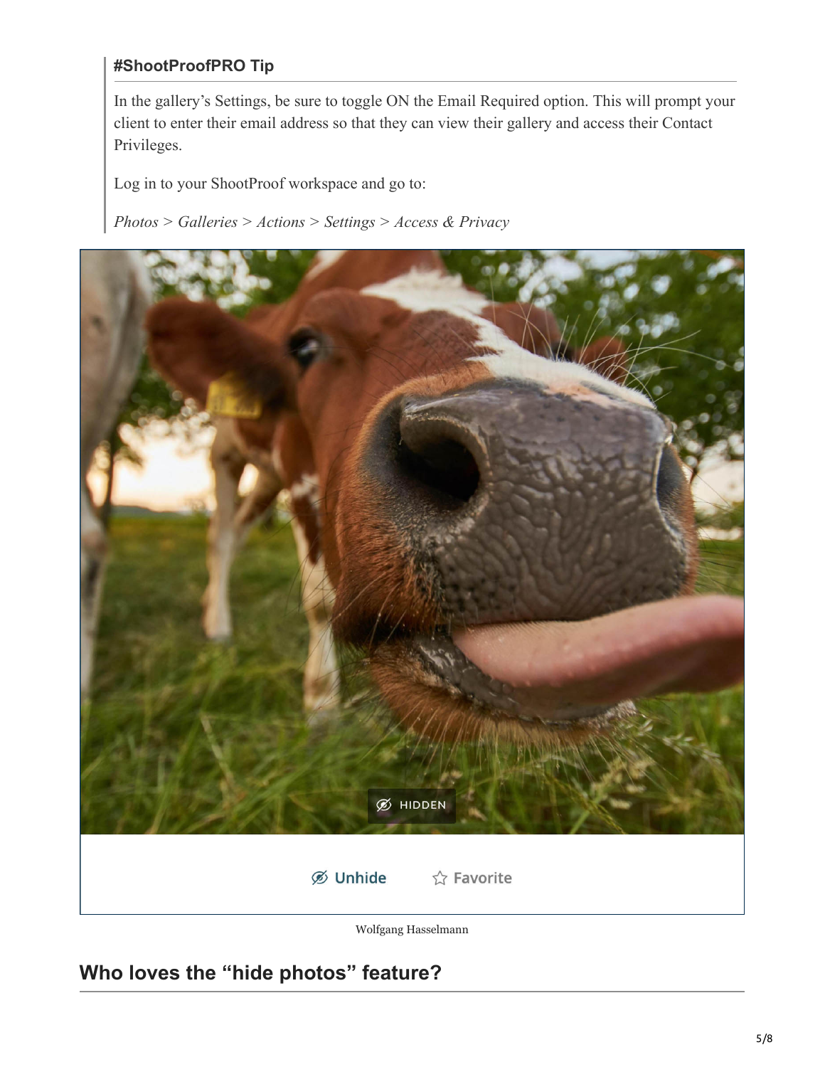> **#ShootProofPRO Tip**
>
> In the gallery's Settings, be sure to toggle ON the Email Required option. This will prompt your client to enter their email address so that they can view their gallery and access their Contact Privileges.
>
> Log in to your ShootProof workspace and go to:
>
> *Photos > Galleries > Actions > Settings > Access & Privacy*

Wolfgang Hasselmann

## Who loves the "hide photos" feature?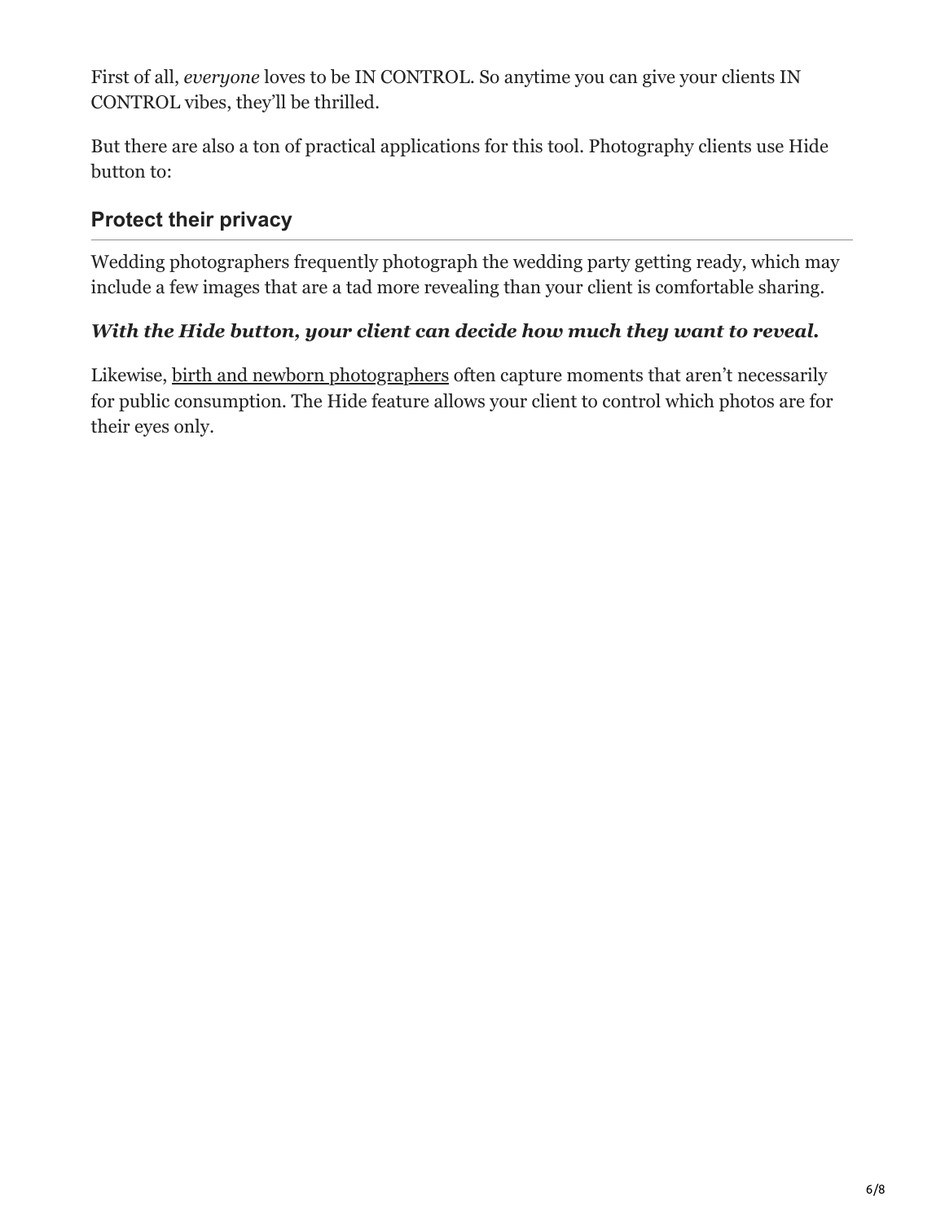First of all, *everyone* loves to be IN CONTROL. So anytime you can give your clients IN CONTROL vibes, they'll be thrilled.

But there are also a ton of practical applications for this tool. Photography clients use Hide button to:

## Protect their privacy

Wedding photographers frequently photograph the wedding party getting ready, which may include a few images that are a tad more revealing than your client is comfortable sharing.

***With the Hide button, your client can decide how much they want to reveal.***

Likewise, birth and newborn photographers often capture moments that aren't necessarily for public consumption. The Hide feature allows your client to control which photos are for their eyes only.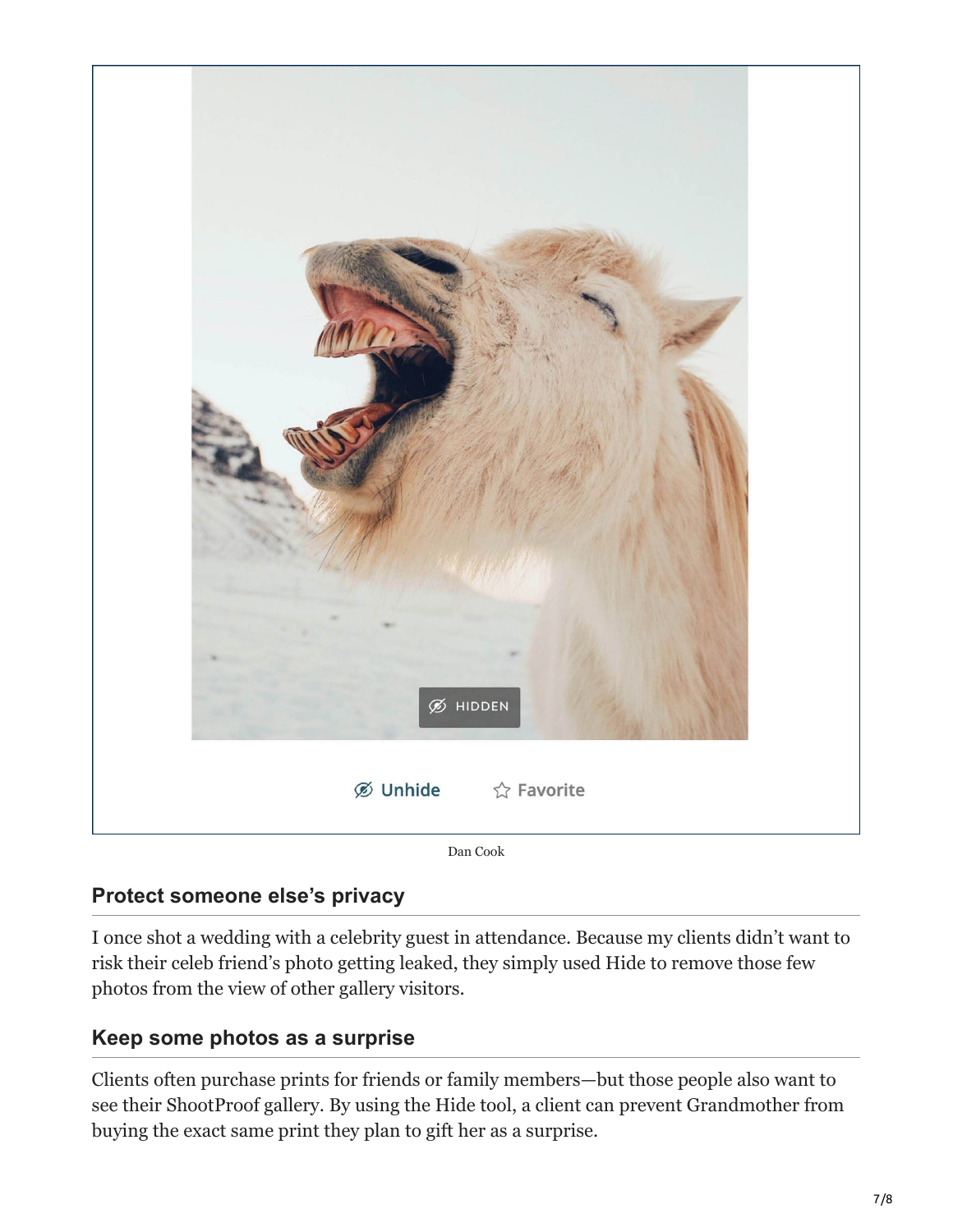Dan Cook

### Protect someone else's privacy

I once shot a wedding with a celebrity guest in attendance. Because my clients didn't want to risk their celeb friend's photo getting leaked, they simply used Hide to remove those few photos from the view of other gallery visitors.

### Keep some photos as a surprise

Clients often purchase prints for friends or family members—but those people also want to see their ShootProof gallery. By using the Hide tool, a client can prevent Grandmother from buying the exact same print they plan to gift her as a surprise.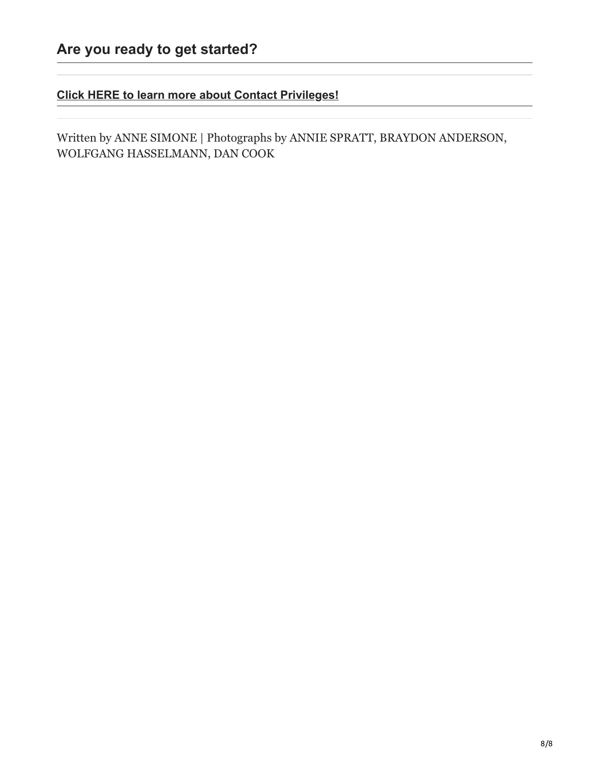## Are you ready to get started?

---

**Click HERE to learn more about Contact Privileges!**

---

Written by ANNE SIMONE | Photographs by ANNIE SPRATT, BRAYDON ANDERSON, WOLFGANG HASSELMANN, DAN COOK